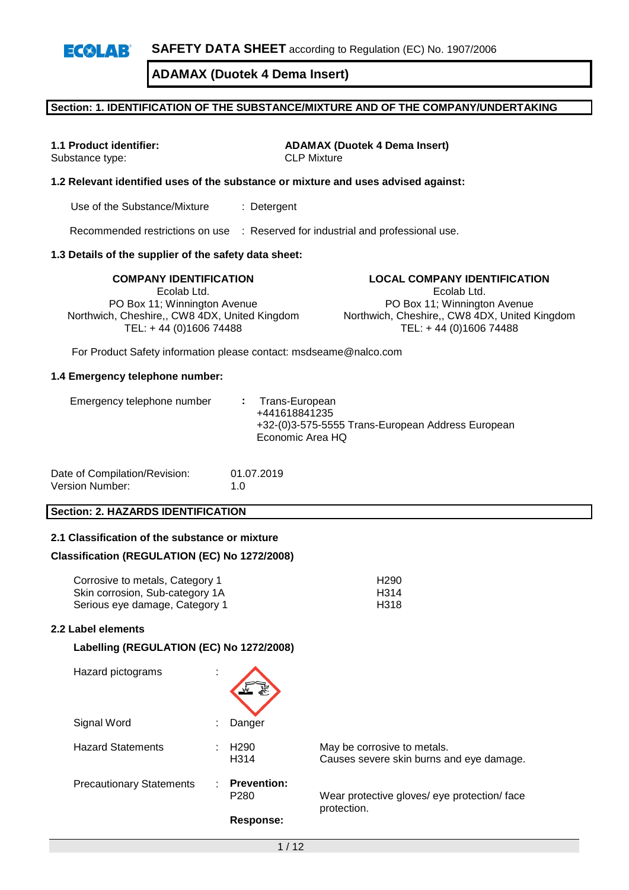**SAFETY DATA SHEET** according to Regulation (EC) No. 1907/2006

# ADAMAX (Duotek 4 Dema Insert)

## Section: 1. IDENTIFICATION OF THE SUBSTANCE/MIXTURE AND OF THE COMPANY/UNDERTAKING

**1.1 Product identifier:** **ADAMAX (Duotek 4 Dema Insert)**
Substance type: CLP Mixture

### 1.2 Relevant identified uses of the substance or mixture and uses advised against:

Use of the Substance/Mixture : Detergent

Recommended restrictions on use : Reserved for industrial and professional use.

### 1.3 Details of the supplier of the safety data sheet:

**COMPANY IDENTIFICATION**
Ecolab Ltd.
PO Box 11; Winnington Avenue
Northwich, Cheshire,, CW8 4DX, United Kingdom
TEL: + 44 (0)1606 74488

**LOCAL COMPANY IDENTIFICATION**
Ecolab Ltd.
PO Box 11; Winnington Avenue
Northwich, Cheshire,, CW8 4DX, United Kingdom
TEL: + 44 (0)1606 74488

For Product Safety information please contact: msdseame@nalco.com

### 1.4 Emergency telephone number:

Emergency telephone number : Trans-European
+441618841235
+32-(0)3-575-5555 Trans-European Address European Economic Area HQ

Date of Compilation/Revision: 01.07.2019
Version Number: 1.0

## Section: 2. HAZARDS IDENTIFICATION

### 2.1 Classification of the substance or mixture

**Classification (REGULATION (EC) No 1272/2008)**

| | |
|---|---|
| Corrosive to metals, Category 1 | H290 |
| Skin corrosion, Sub-category 1A | H314 |
| Serious eye damage, Category 1 | H318 |

### 2.2 Label elements

**Labelling (REGULATION (EC) No 1272/2008)**

Hazard pictograms :

Signal Word : Danger

Hazard Statements :
- H290 May be corrosive to metals.
- H314 Causes severe skin burns and eye damage.

Precautionary Statements :

**Prevention:**
- P280 Wear protective gloves/ eye protection/ face protection.

**Response:**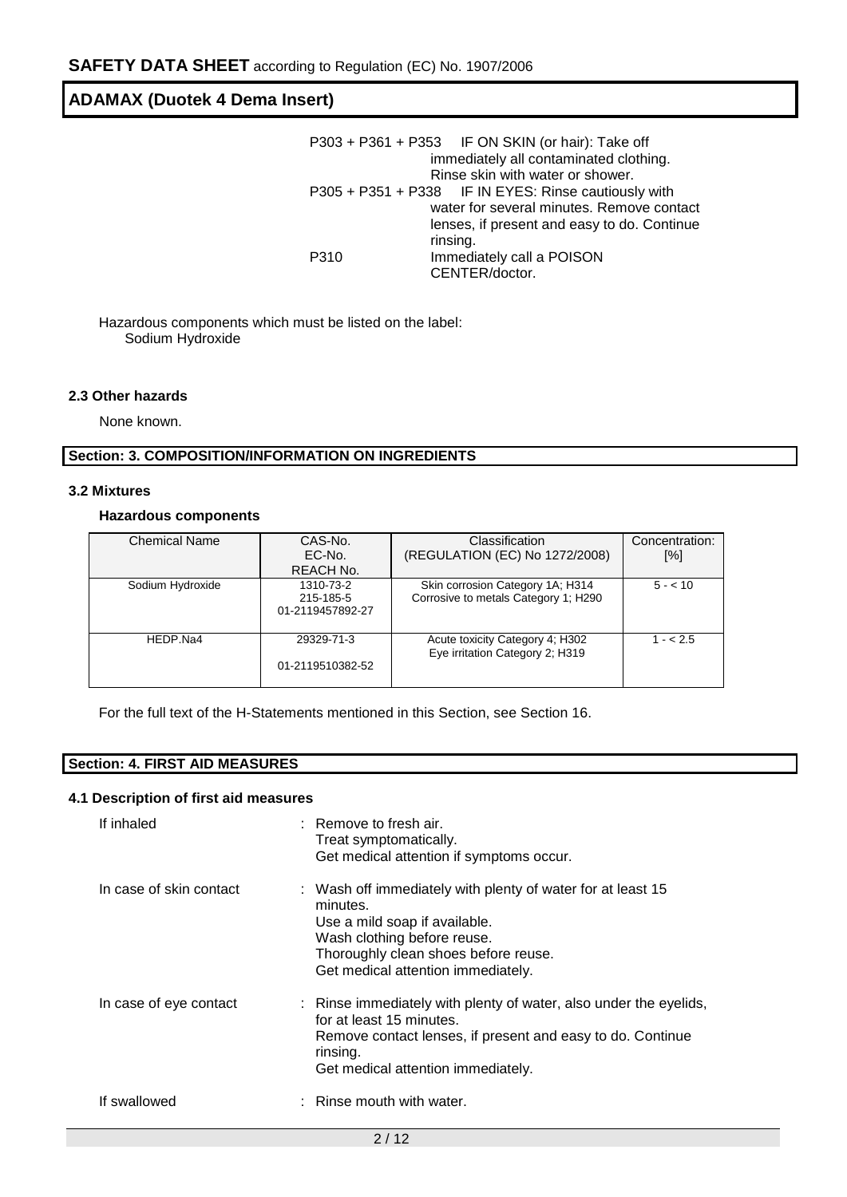| | |
|---|---|
| P303 + P361 + P353 | IF ON SKIN (or hair): Take off immediately all contaminated clothing. Rinse skin with water or shower. |
| P305 + P351 + P338 | IF IN EYES: Rinse cautiously with water for several minutes. Remove contact lenses, if present and easy to do. Continue rinsing. |
| P310 | Immediately call a POISON CENTER/doctor. |

Hazardous components which must be listed on the label:
Sodium Hydroxide

### 2.3 Other hazards

None known.

## Section: 3. COMPOSITION/INFORMATION ON INGREDIENTS

### 3.2 Mixtures

**Hazardous components**

| Chemical Name | CAS-No. EC-No. REACH No. | Classification (REGULATION (EC) No 1272/2008) | Concentration: [%] |
|---|---|---|---|
| Sodium Hydroxide | 1310-73-2 215-185-5 01-2119457892-27 | Skin corrosion Category 1A; H314 Corrosive to metals Category 1; H290 | 5 - < 10 |
| HEDP.Na4 | 29329-71-3 01-2119510382-52 | Acute toxicity Category 4; H302 Eye irritation Category 2; H319 | 1 - < 2.5 |

For the full text of the H-Statements mentioned in this Section, see Section 16.

## Section: 4. FIRST AID MEASURES

### 4.1 Description of first aid measures

| | |
|---|---|
| If inhaled | : Remove to fresh air. Treat symptomatically. Get medical attention if symptoms occur. |
| In case of skin contact | : Wash off immediately with plenty of water for at least 15 minutes. Use a mild soap if available. Wash clothing before reuse. Thoroughly clean shoes before reuse. Get medical attention immediately. |
| In case of eye contact | : Rinse immediately with plenty of water, also under the eyelids, for at least 15 minutes. Remove contact lenses, if present and easy to do. Continue rinsing. Get medical attention immediately. |
| If swallowed | : Rinse mouth with water. |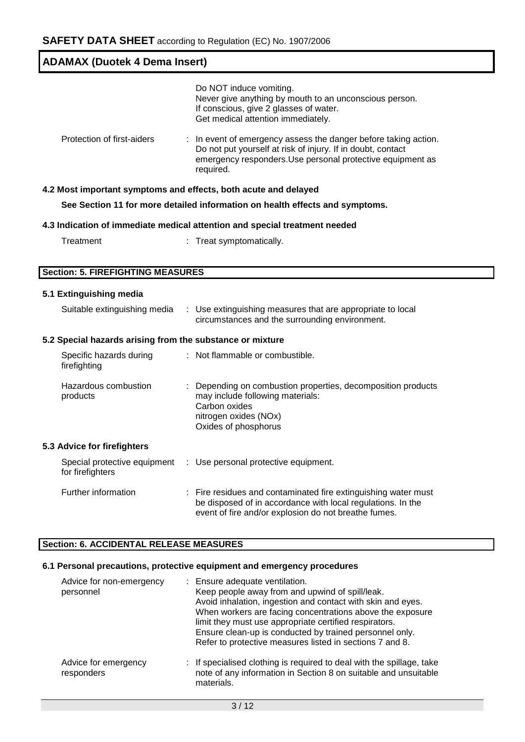Do NOT induce vomiting.
Never give anything by mouth to an unconscious person.
If conscious, give 2 glasses of water.
Get medical attention immediately.

| | |
|---|---|
| Protection of first-aiders | : In event of emergency assess the danger before taking action. Do not put yourself at risk of injury. If in doubt, contact emergency responders.Use personal protective equipment as required. |

### 4.2 Most important symptoms and effects, both acute and delayed

**See Section 11 for more detailed information on health effects and symptoms.**

### 4.3 Indication of immediate medical attention and special treatment needed

| | |
|---|---|
| Treatment | : Treat symptomatically. |

## Section: 5. FIREFIGHTING MEASURES

### 5.1 Extinguishing media

| | |
|---|---|
| Suitable extinguishing media | : Use extinguishing measures that are appropriate to local circumstances and the surrounding environment. |

### 5.2 Special hazards arising from the substance or mixture

| | |
|---|---|
| Specific hazards during firefighting | : Not flammable or combustible. |
| Hazardous combustion products | : Depending on combustion properties, decomposition products may include following materials:<br>Carbon oxides<br>nitrogen oxides (NOx)<br>Oxides of phosphorus |

### 5.3 Advice for firefighters

| | |
|---|---|
| Special protective equipment for firefighters | : Use personal protective equipment. |
| Further information | : Fire residues and contaminated fire extinguishing water must be disposed of in accordance with local regulations. In the event of fire and/or explosion do not breathe fumes. |

## Section: 6. ACCIDENTAL RELEASE MEASURES

### 6.1 Personal precautions, protective equipment and emergency procedures

| | |
|---|---|
| Advice for non-emergency personnel | : Ensure adequate ventilation.<br>Keep people away from and upwind of spill/leak.<br>Avoid inhalation, ingestion and contact with skin and eyes.<br>When workers are facing concentrations above the exposure limit they must use appropriate certified respirators.<br>Ensure clean-up is conducted by trained personnel only.<br>Refer to protective measures listed in sections 7 and 8. |
| Advice for emergency responders | : If specialised clothing is required to deal with the spillage, take note of any information in Section 8 on suitable and unsuitable materials. |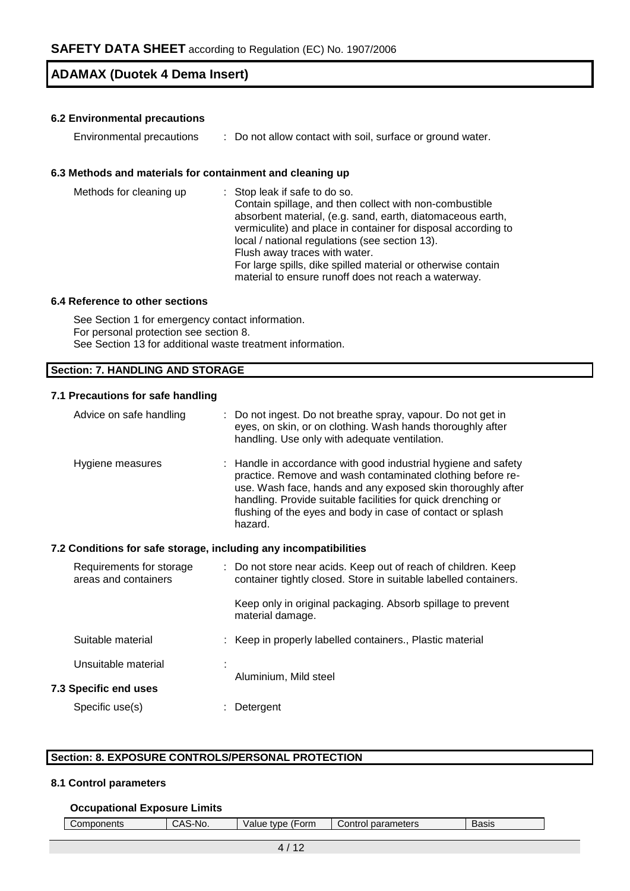### 6.2 Environmental precautions

Environmental precautions : Do not allow contact with soil, surface or ground water.

### 6.3 Methods and materials for containment and cleaning up

Methods for cleaning up : Stop leak if safe to do so.
Contain spillage, and then collect with non-combustible absorbent material, (e.g. sand, earth, diatomaceous earth, vermiculite) and place in container for disposal according to local / national regulations (see section 13).
Flush away traces with water.
For large spills, dike spilled material or otherwise contain material to ensure runoff does not reach a waterway.

### 6.4 Reference to other sections

See Section 1 for emergency contact information.
For personal protection see section 8.
See Section 13 for additional waste treatment information.

## Section: 7. HANDLING AND STORAGE

### 7.1 Precautions for safe handling

Advice on safe handling : Do not ingest. Do not breathe spray, vapour. Do not get in eyes, on skin, or on clothing. Wash hands thoroughly after handling. Use only with adequate ventilation.

Hygiene measures : Handle in accordance with good industrial hygiene and safety practice. Remove and wash contaminated clothing before re-use. Wash face, hands and any exposed skin thoroughly after handling. Provide suitable facilities for quick drenching or flushing of the eyes and body in case of contact or splash hazard.

### 7.2 Conditions for safe storage, including any incompatibilities

Requirements for storage areas and containers : Do not store near acids. Keep out of reach of children. Keep container tightly closed. Store in suitable labelled containers.

Keep only in original packaging. Absorb spillage to prevent material damage.

Suitable material : Keep in properly labelled containers., Plastic material

Unsuitable material : Aluminium, Mild steel

### 7.3 Specific end uses

Specific use(s) : Detergent

## Section: 8. EXPOSURE CONTROLS/PERSONAL PROTECTION

### 8.1 Control parameters

**Occupational Exposure Limits**

| Components | CAS-No. | Value type (Form | Control parameters | Basis |
|---|---|---|---|---|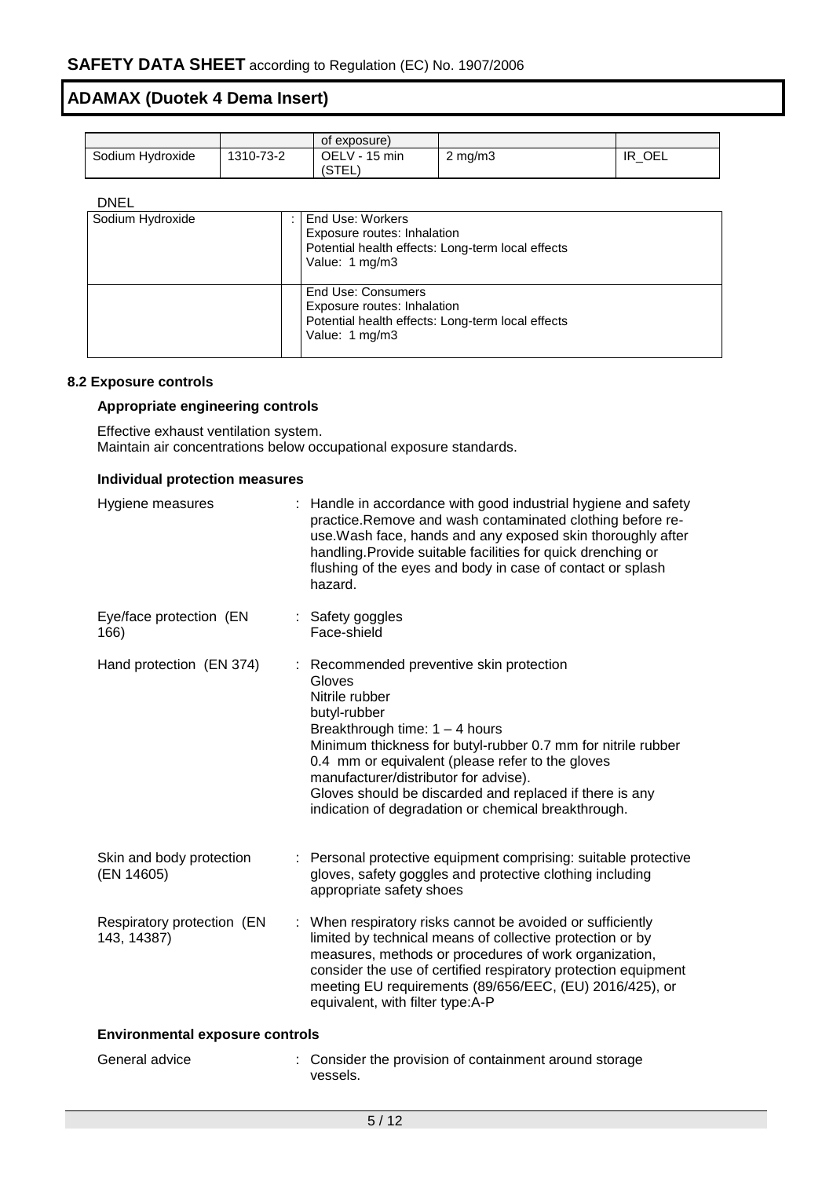| | | of exposure) | | |
|---|---|---|---|---|
| Sodium Hydroxide | 1310-73-2 | OELV - 15 min (STEL) | 2 mg/m3 | IR_OEL |

DNEL

| | | |
|---|---|---|
| Sodium Hydroxide | : | End Use: Workers<br>Exposure routes: Inhalation<br>Potential health effects: Long-term local effects<br>Value: 1 mg/m3 |
| | | End Use: Consumers<br>Exposure routes: Inhalation<br>Potential health effects: Long-term local effects<br>Value: 1 mg/m3 |

### 8.2 Exposure controls

**Appropriate engineering controls**

Effective exhaust ventilation system.
Maintain air concentrations below occupational exposure standards.

**Individual protection measures**

Hygiene measures : Handle in accordance with good industrial hygiene and safety practice.Remove and wash contaminated clothing before re-use.Wash face, hands and any exposed skin thoroughly after handling.Provide suitable facilities for quick drenching or flushing of the eyes and body in case of contact or splash hazard.

Eye/face protection (EN 166) : Safety goggles
Face-shield

Hand protection (EN 374) : Recommended preventive skin protection
Gloves
Nitrile rubber
butyl-rubber
Breakthrough time: 1 – 4 hours
Minimum thickness for butyl-rubber 0.7 mm for nitrile rubber 0.4 mm or equivalent (please refer to the gloves manufacturer/distributor for advise).
Gloves should be discarded and replaced if there is any indication of degradation or chemical breakthrough.

Skin and body protection (EN 14605) : Personal protective equipment comprising: suitable protective gloves, safety goggles and protective clothing including appropriate safety shoes

Respiratory protection (EN 143, 14387) : When respiratory risks cannot be avoided or sufficiently limited by technical means of collective protection or by measures, methods or procedures of work organization, consider the use of certified respiratory protection equipment meeting EU requirements (89/656/EEC, (EU) 2016/425), or equivalent, with filter type:A-P

**Environmental exposure controls**

General advice : Consider the provision of containment around storage vessels.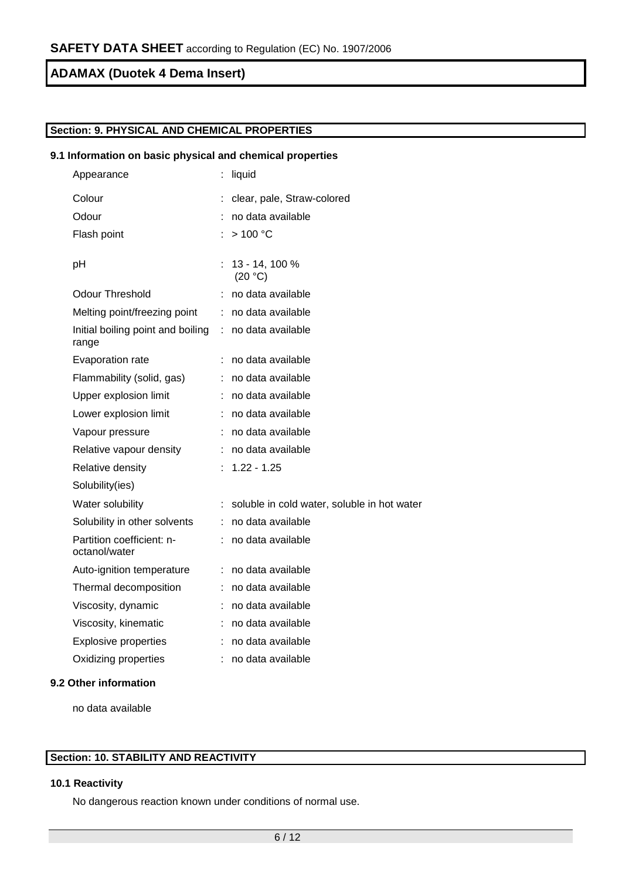## Section: 9. PHYSICAL AND CHEMICAL PROPERTIES

### 9.1 Information on basic physical and chemical properties

| | | |
|---|---|---|
| Appearance | : | liquid |
| Colour | : | clear, pale, Straw-colored |
| Odour | : | no data available |
| Flash point | : | > 100 °C |
| pH | : | 13 - 14, 100 % (20 °C) |
| Odour Threshold | : | no data available |
| Melting point/freezing point | : | no data available |
| Initial boiling point and boiling range | : | no data available |
| Evaporation rate | : | no data available |
| Flammability (solid, gas) | : | no data available |
| Upper explosion limit | : | no data available |
| Lower explosion limit | : | no data available |
| Vapour pressure | : | no data available |
| Relative vapour density | : | no data available |
| Relative density | : | 1.22 - 1.25 |
| Solubility(ies) | | |
| Water solubility | : | soluble in cold water, soluble in hot water |
| Solubility in other solvents | : | no data available |
| Partition coefficient: n-octanol/water | : | no data available |
| Auto-ignition temperature | : | no data available |
| Thermal decomposition | : | no data available |
| Viscosity, dynamic | : | no data available |
| Viscosity, kinematic | : | no data available |
| Explosive properties | : | no data available |
| Oxidizing properties | : | no data available |

### 9.2 Other information

no data available

## Section: 10. STABILITY AND REACTIVITY

### 10.1 Reactivity

No dangerous reaction known under conditions of normal use.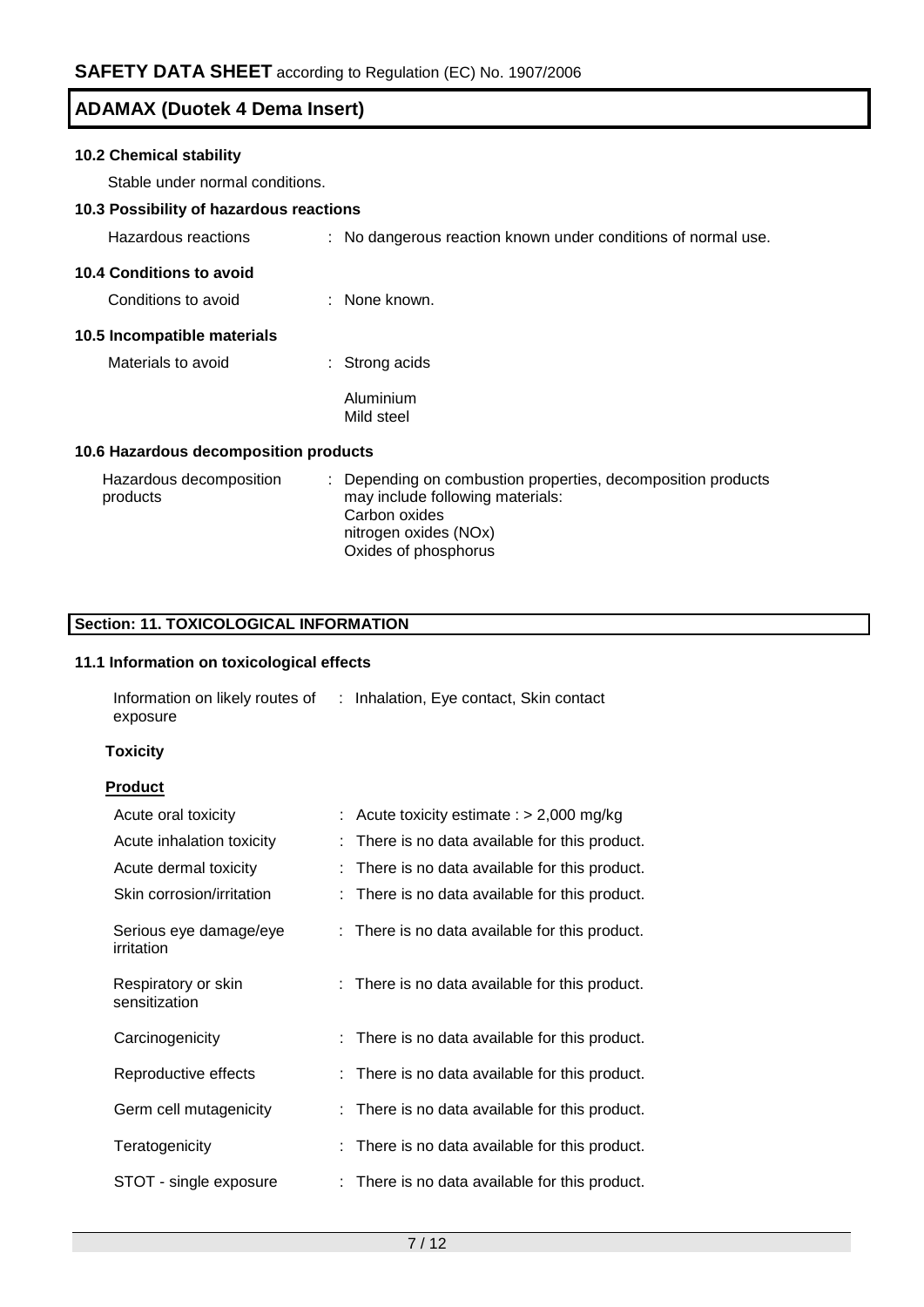### 10.2 Chemical stability

Stable under normal conditions.

### 10.3 Possibility of hazardous reactions

Hazardous reactions : No dangerous reaction known under conditions of normal use.

### 10.4 Conditions to avoid

Conditions to avoid : None known.

### 10.5 Incompatible materials

Materials to avoid : Strong acids

Aluminium
Mild steel

### 10.6 Hazardous decomposition products

Hazardous decomposition products : Depending on combustion properties, decomposition products may include following materials:
Carbon oxides
nitrogen oxides (NOx)
Oxides of phosphorus

## Section: 11. TOXICOLOGICAL INFORMATION

### 11.1 Information on toxicological effects

Information on likely routes of exposure : Inhalation, Eye contact, Skin contact

**Toxicity**

**Product**

| | |
|---|---|
| Acute oral toxicity | : Acute toxicity estimate : > 2,000 mg/kg |
| Acute inhalation toxicity | : There is no data available for this product. |
| Acute dermal toxicity | : There is no data available for this product. |
| Skin corrosion/irritation | : There is no data available for this product. |
| Serious eye damage/eye irritation | : There is no data available for this product. |
| Respiratory or skin sensitization | : There is no data available for this product. |
| Carcinogenicity | : There is no data available for this product. |
| Reproductive effects | : There is no data available for this product. |
| Germ cell mutagenicity | : There is no data available for this product. |
| Teratogenicity | : There is no data available for this product. |
| STOT - single exposure | : There is no data available for this product. |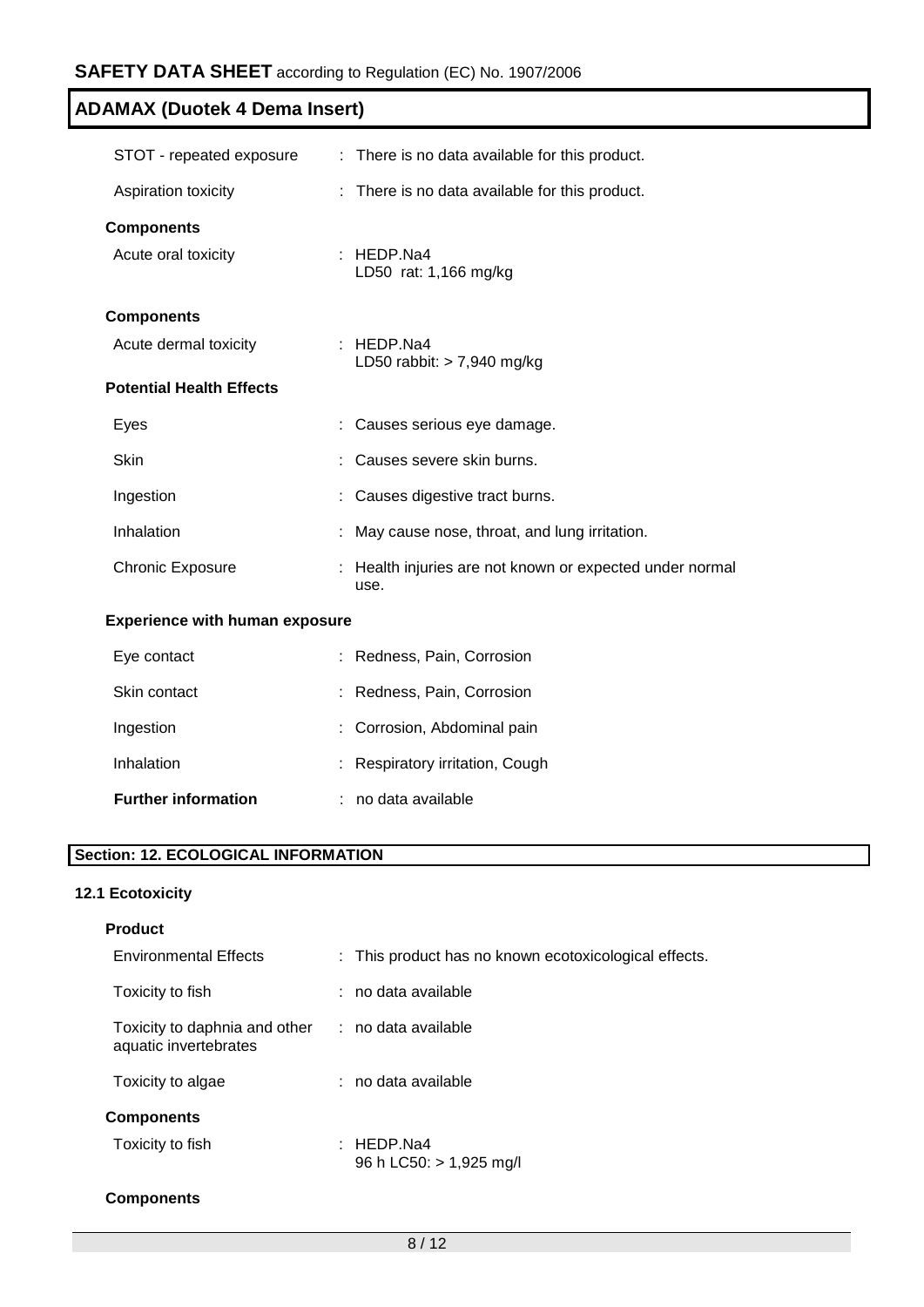| | |
|---|---|
| STOT - repeated exposure | : There is no data available for this product. |
| Aspiration toxicity | : There is no data available for this product. |

**Components**

| | |
|---|---|
| Acute oral toxicity | : HEDP.Na4<br>LD50 rat: 1,166 mg/kg |

**Components**

| | |
|---|---|
| Acute dermal toxicity | : HEDP.Na4<br>LD50 rabbit: > 7,940 mg/kg |

**Potential Health Effects**

| | |
|---|---|
| Eyes | : Causes serious eye damage. |
| Skin | : Causes severe skin burns. |
| Ingestion | : Causes digestive tract burns. |
| Inhalation | : May cause nose, throat, and lung irritation. |
| Chronic Exposure | : Health injuries are not known or expected under normal use. |

**Experience with human exposure**

| | |
|---|---|
| Eye contact | : Redness, Pain, Corrosion |
| Skin contact | : Redness, Pain, Corrosion |
| Ingestion | : Corrosion, Abdominal pain |
| Inhalation | : Respiratory irritation, Cough |
| **Further information** | : no data available |

## Section: 12. ECOLOGICAL INFORMATION

### 12.1 Ecotoxicity

**Product**

| | |
|---|---|
| Environmental Effects | : This product has no known ecotoxicological effects. |
| Toxicity to fish | : no data available |
| Toxicity to daphnia and other aquatic invertebrates | : no data available |
| Toxicity to algae | : no data available |

**Components**

| | |
|---|---|
| Toxicity to fish | : HEDP.Na4<br>96 h LC50: > 1,925 mg/l |

**Components**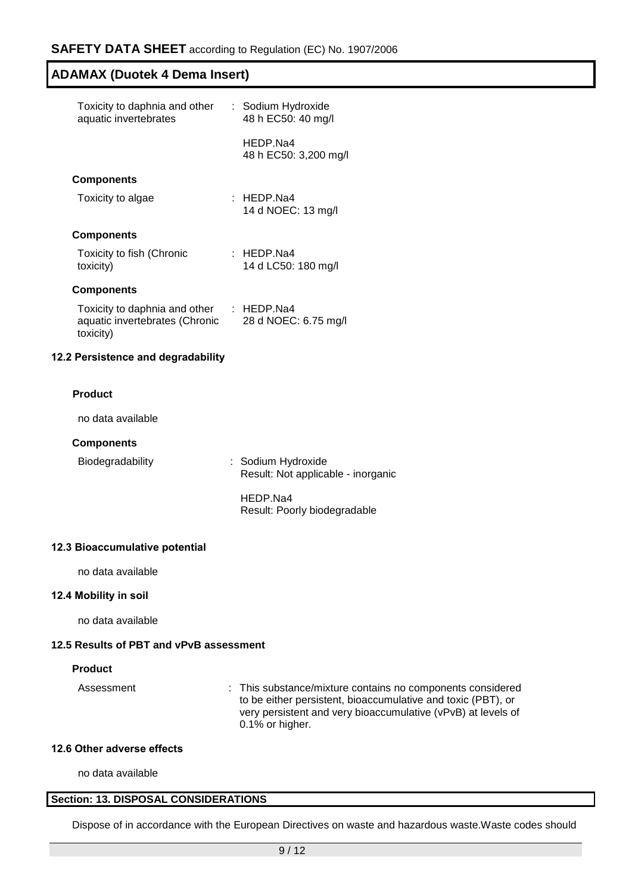| | |
|---|---|
| Toxicity to daphnia and other aquatic invertebrates | : Sodium Hydroxide<br>48 h EC50: 40 mg/l<br><br>HEDP.Na4<br>48 h EC50: 3,200 mg/l |

**Components**

| | |
|---|---|
| Toxicity to algae | : HEDP.Na4<br>14 d NOEC: 13 mg/l |

**Components**

| | |
|---|---|
| Toxicity to fish (Chronic toxicity) | : HEDP.Na4<br>14 d LC50: 180 mg/l |

**Components**

| | |
|---|---|
| Toxicity to daphnia and other aquatic invertebrates (Chronic toxicity) | : HEDP.Na4<br>28 d NOEC: 6.75 mg/l |

### 12.2 Persistence and degradability

**Product**

no data available

**Components**

| | |
|---|---|
| Biodegradability | : Sodium Hydroxide<br>Result: Not applicable - inorganic<br><br>HEDP.Na4<br>Result: Poorly biodegradable |

### 12.3 Bioaccumulative potential

no data available

### 12.4 Mobility in soil

no data available

### 12.5 Results of PBT and vPvB assessment

**Product**

| | |
|---|---|
| Assessment | : This substance/mixture contains no components considered to be either persistent, bioaccumulative and toxic (PBT), or very persistent and very bioaccumulative (vPvB) at levels of 0.1% or higher. |

### 12.6 Other adverse effects

no data available

## Section: 13. DISPOSAL CONSIDERATIONS

Dispose of in accordance with the European Directives on waste and hazardous waste.Waste codes should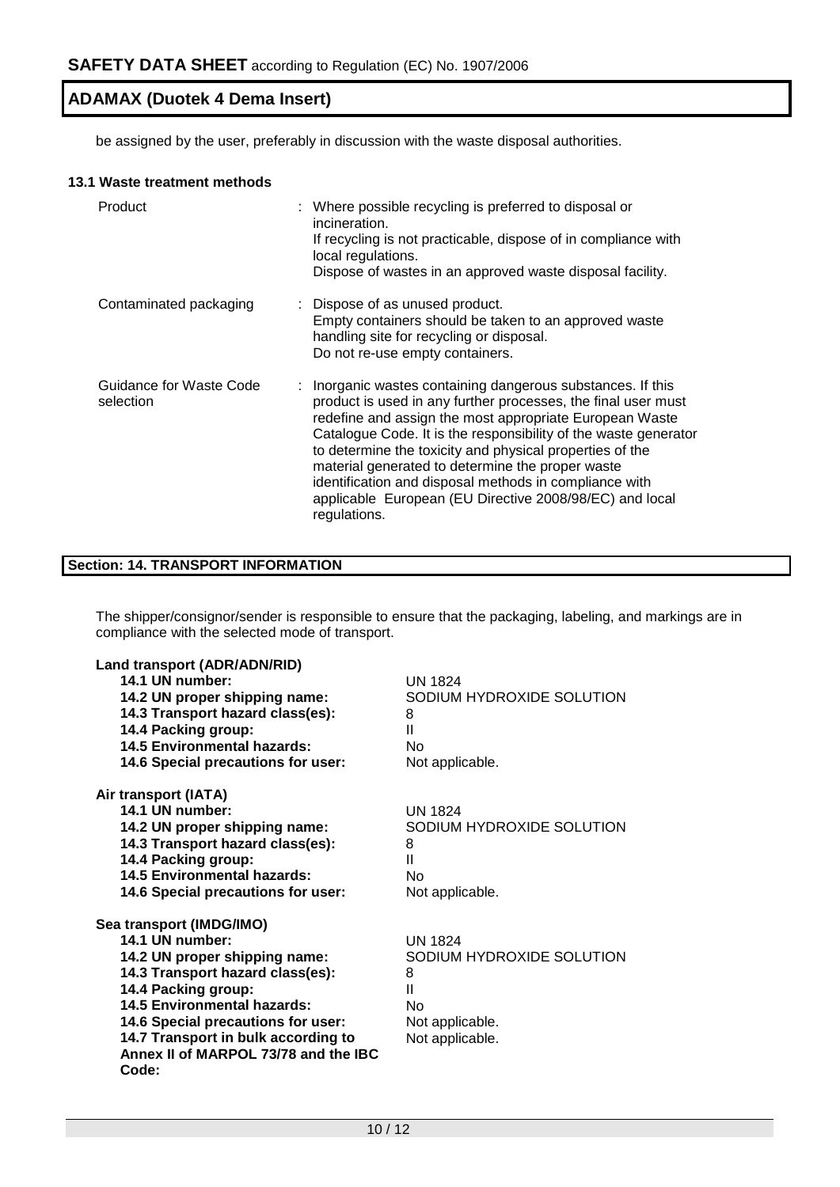be assigned by the user, preferably in discussion with the waste disposal authorities.

### 13.1 Waste treatment methods

| | |
|---|---|
| Product | : Where possible recycling is preferred to disposal or incineration. If recycling is not practicable, dispose of in compliance with local regulations. Dispose of wastes in an approved waste disposal facility. |
| Contaminated packaging | : Dispose of as unused product. Empty containers should be taken to an approved waste handling site for recycling or disposal. Do not re-use empty containers. |
| Guidance for Waste Code selection | : Inorganic wastes containing dangerous substances. If this product is used in any further processes, the final user must redefine and assign the most appropriate European Waste Catalogue Code. It is the responsibility of the waste generator to determine the toxicity and physical properties of the material generated to determine the proper waste identification and disposal methods in compliance with applicable European (EU Directive 2008/98/EC) and local regulations. |

## Section: 14. TRANSPORT INFORMATION

The shipper/consignor/sender is responsible to ensure that the packaging, labeling, and markings are in compliance with the selected mode of transport.

**Land transport (ADR/ADN/RID)**

| | |
|---|---|
| **14.1 UN number:** | UN 1824 |
| **14.2 UN proper shipping name:** | SODIUM HYDROXIDE SOLUTION |
| **14.3 Transport hazard class(es):** | 8 |
| **14.4 Packing group:** | II |
| **14.5 Environmental hazards:** | No |
| **14.6 Special precautions for user:** | Not applicable. |

**Air transport (IATA)**

| | |
|---|---|
| **14.1 UN number:** | UN 1824 |
| **14.2 UN proper shipping name:** | SODIUM HYDROXIDE SOLUTION |
| **14.3 Transport hazard class(es):** | 8 |
| **14.4 Packing group:** | II |
| **14.5 Environmental hazards:** | No |
| **14.6 Special precautions for user:** | Not applicable. |

**Sea transport (IMDG/IMO)**

| | |
|---|---|
| **14.1 UN number:** | UN 1824 |
| **14.2 UN proper shipping name:** | SODIUM HYDROXIDE SOLUTION |
| **14.3 Transport hazard class(es):** | 8 |
| **14.4 Packing group:** | II |
| **14.5 Environmental hazards:** | No |
| **14.6 Special precautions for user:** | Not applicable. |
| **14.7 Transport in bulk according to Annex II of MARPOL 73/78 and the IBC Code:** | Not applicable. |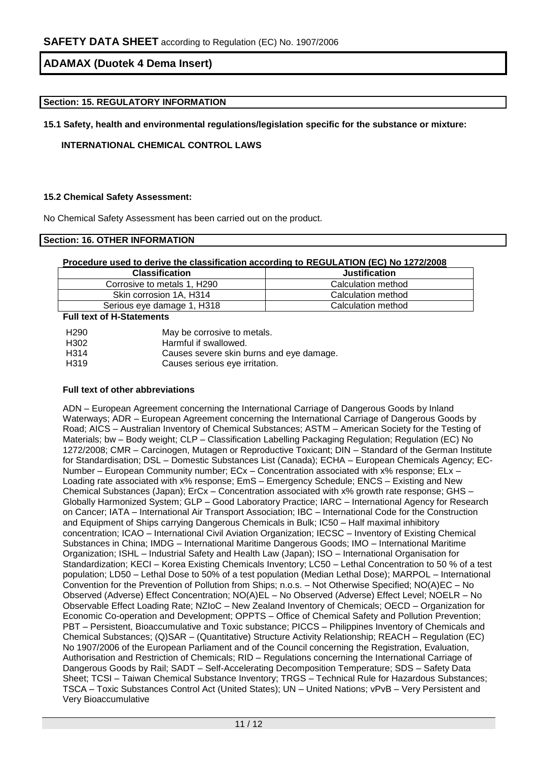# SAFETY DATA SHEET according to Regulation (EC) No. 1907/2006

## ADAMAX (Duotek 4 Dema Insert)

### Section: 15. REGULATORY INFORMATION

**15.1 Safety, health and environmental regulations/legislation specific for the substance or mixture:**

**INTERNATIONAL CHEMICAL CONTROL LAWS**

**15.2 Chemical Safety Assessment:**

No Chemical Safety Assessment has been carried out on the product.

### Section: 16. OTHER INFORMATION

**Procedure used to derive the classification according to REGULATION (EC) No 1272/2008**

| Classification | Justification |
|---|---|
| Corrosive to metals 1, H290 | Calculation method |
| Skin corrosion 1A, H314 | Calculation method |
| Serious eye damage 1, H318 | Calculation method |

**Full text of H-Statements**

| | |
|---|---|
| H290 | May be corrosive to metals. |
| H302 | Harmful if swallowed. |
| H314 | Causes severe skin burns and eye damage. |
| H319 | Causes serious eye irritation. |

**Full text of other abbreviations**

ADN – European Agreement concerning the International Carriage of Dangerous Goods by Inland Waterways; ADR – European Agreement concerning the International Carriage of Dangerous Goods by Road; AICS – Australian Inventory of Chemical Substances; ASTM – American Society for the Testing of Materials; bw – Body weight; CLP – Classification Labelling Packaging Regulation; Regulation (EC) No 1272/2008; CMR – Carcinogen, Mutagen or Reproductive Toxicant; DIN – Standard of the German Institute for Standardisation; DSL – Domestic Substances List (Canada); ECHA – European Chemicals Agency; EC-Number – European Community number; ECx – Concentration associated with x% response; ELx – Loading rate associated with x% response; EmS – Emergency Schedule; ENCS – Existing and New Chemical Substances (Japan); ErCx – Concentration associated with x% growth rate response; GHS – Globally Harmonized System; GLP – Good Laboratory Practice; IARC – International Agency for Research on Cancer; IATA – International Air Transport Association; IBC – International Code for the Construction and Equipment of Ships carrying Dangerous Chemicals in Bulk; IC50 – Half maximal inhibitory concentration; ICAO – International Civil Aviation Organization; IECSC – Inventory of Existing Chemical Substances in China; IMDG – International Maritime Dangerous Goods; IMO – International Maritime Organization; ISHL – Industrial Safety and Health Law (Japan); ISO – International Organisation for Standardization; KECI – Korea Existing Chemicals Inventory; LC50 – Lethal Concentration to 50 % of a test population; LD50 – Lethal Dose to 50% of a test population (Median Lethal Dose); MARPOL – International Convention for the Prevention of Pollution from Ships; n.o.s. – Not Otherwise Specified; NO(A)EC – No Observed (Adverse) Effect Concentration; NO(A)EL – No Observed (Adverse) Effect Level; NOELR – No Observable Effect Loading Rate; NZIoC – New Zealand Inventory of Chemicals; OECD – Organization for Economic Co-operation and Development; OPPTS – Office of Chemical Safety and Pollution Prevention; PBT – Persistent, Bioaccumulative and Toxic substance; PICCS – Philippines Inventory of Chemicals and Chemical Substances; (Q)SAR – (Quantitative) Structure Activity Relationship; REACH – Regulation (EC) No 1907/2006 of the European Parliament and of the Council concerning the Registration, Evaluation, Authorisation and Restriction of Chemicals; RID – Regulations concerning the International Carriage of Dangerous Goods by Rail; SADT – Self-Accelerating Decomposition Temperature; SDS – Safety Data Sheet; TCSI – Taiwan Chemical Substance Inventory; TRGS – Technical Rule for Hazardous Substances; TSCA – Toxic Substances Control Act (United States); UN – United Nations; vPvB – Very Persistent and Very Bioaccumulative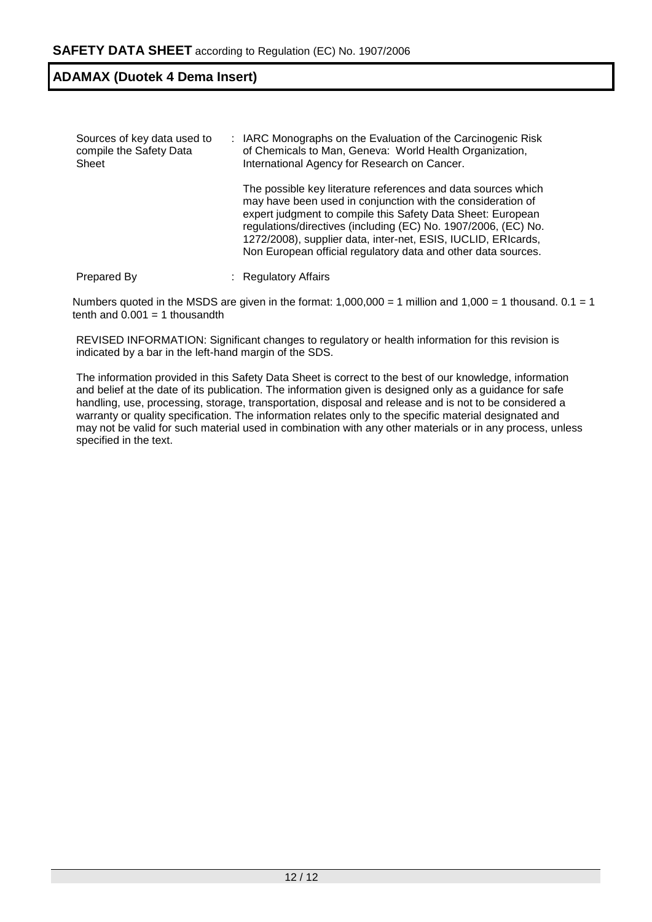| | |
|---|---|
| Sources of key data used to compile the Safety Data Sheet | : IARC Monographs on the Evaluation of the Carcinogenic Risk of Chemicals to Man, Geneva: World Health Organization, International Agency for Research on Cancer.<br><br>The possible key literature references and data sources which may have been used in conjunction with the consideration of expert judgment to compile this Safety Data Sheet: European regulations/directives (including (EC) No. 1907/2006, (EC) No. 1272/2008), supplier data, inter-net, ESIS, IUCLID, ERIcards, Non European official regulatory data and other data sources. |
| Prepared By | : Regulatory Affairs |

Numbers quoted in the MSDS are given in the format: 1,000,000 = 1 million and 1,000 = 1 thousand. 0.1 = 1 tenth and 0.001 = 1 thousandth

REVISED INFORMATION: Significant changes to regulatory or health information for this revision is indicated by a bar in the left-hand margin of the SDS.

The information provided in this Safety Data Sheet is correct to the best of our knowledge, information and belief at the date of its publication. The information given is designed only as a guidance for safe handling, use, processing, storage, transportation, disposal and release and is not to be considered a warranty or quality specification. The information relates only to the specific material designated and may not be valid for such material used in combination with any other materials or in any process, unless specified in the text.